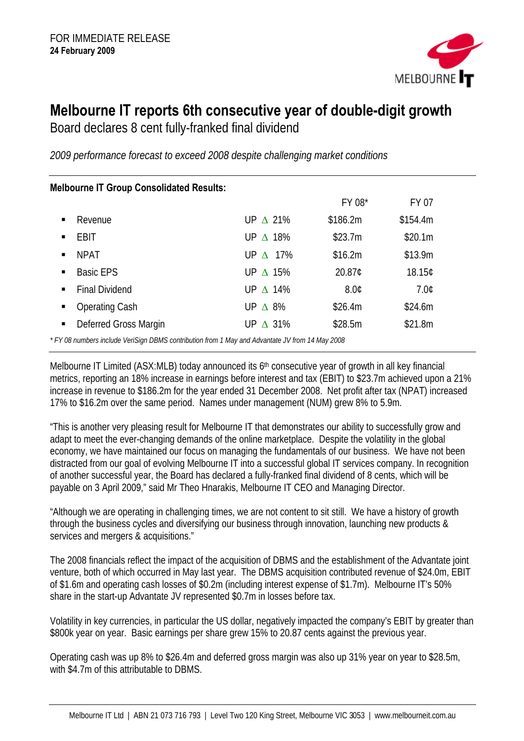FOR IMMEDIATE RELEASE
**24 February 2009**

# Melbourne IT reports 6th consecutive year of double-digit growth

## Board declares 8 cent fully-franked final dividend

*2009 performance forecast to exceed 2008 despite challenging market conditions*

**Melbourne IT Group Consolidated Results:**

| | | FY 08* | FY 07 |
|---|---|---|---|
| Revenue | UP ∆ 21% | $186.2m | $154.4m |
| EBIT | UP ∆ 18% | $23.7m | $20.1m |
| NPAT | UP ∆ 17% | $16.2m | $13.9m |
| Basic EPS | UP ∆ 15% | 20.87¢ | 18.15¢ |
| Final Dividend | UP ∆ 14% | 8.0¢ | 7.0¢ |
| Operating Cash | UP ∆ 8% | $26.4m | $24.6m |
| Deferred Gross Margin | UP ∆ 31% | $28.5m | $21.8m |

*\* FY 08 numbers include VeriSign DBMS contribution from 1 May and Advantate JV from 14 May 2008*

Melbourne IT Limited (ASX:MLB) today announced its 6th consecutive year of growth in all key financial metrics, reporting an 18% increase in earnings before interest and tax (EBIT) to $23.7m achieved upon a 21% increase in revenue to $186.2m for the year ended 31 December 2008. Net profit after tax (NPAT) increased 17% to $16.2m over the same period. Names under management (NUM) grew 8% to 5.9m.

"This is another very pleasing result for Melbourne IT that demonstrates our ability to successfully grow and adapt to meet the ever-changing demands of the online marketplace. Despite the volatility in the global economy, we have maintained our focus on managing the fundamentals of our business. We have not been distracted from our goal of evolving Melbourne IT into a successful global IT services company. In recognition of another successful year, the Board has declared a fully-franked final dividend of 8 cents, which will be payable on 3 April 2009," said Mr Theo Hnarakis, Melbourne IT CEO and Managing Director.

"Although we are operating in challenging times, we are not content to sit still. We have a history of growth through the business cycles and diversifying our business through innovation, launching new products & services and mergers & acquisitions."

The 2008 financials reflect the impact of the acquisition of DBMS and the establishment of the Advantate joint venture, both of which occurred in May last year. The DBMS acquisition contributed revenue of $24.0m, EBIT of $1.6m and operating cash losses of $0.2m (including interest expense of $1.7m). Melbourne IT's 50% share in the start-up Advantate JV represented $0.7m in losses before tax.

Volatility in key currencies, in particular the US dollar, negatively impacted the company's EBIT by greater than $800k year on year. Basic earnings per share grew 15% to 20.87 cents against the previous year.

Operating cash was up 8% to $26.4m and deferred gross margin was also up 31% year on year to $28.5m, with $4.7m of this attributable to DBMS.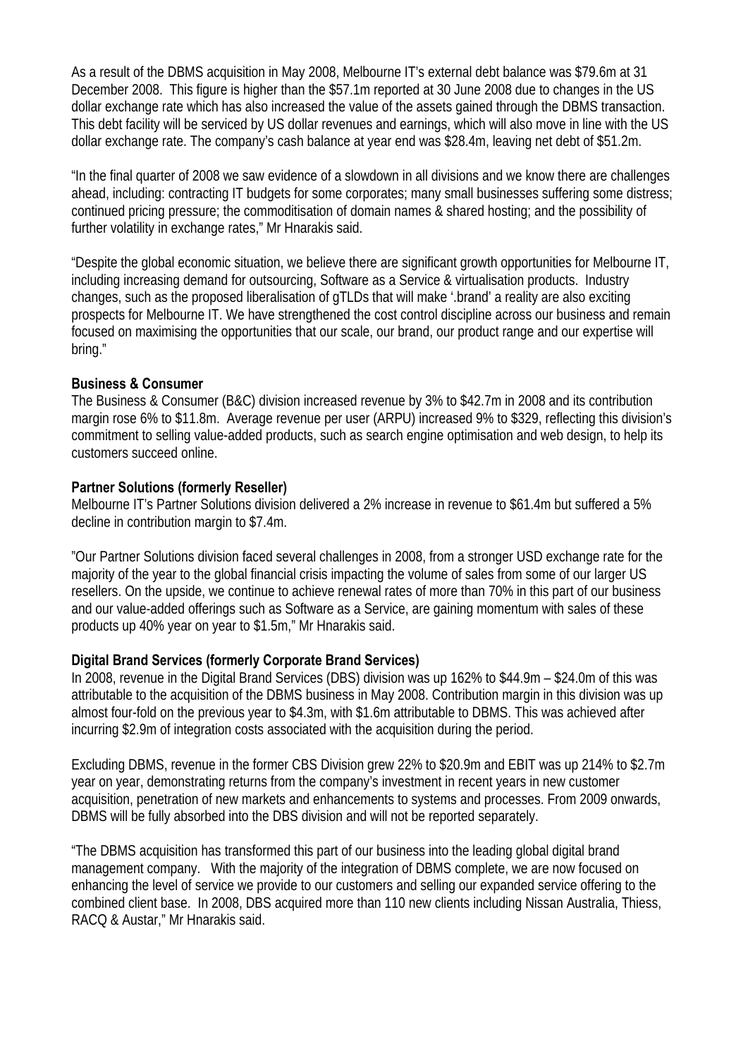As a result of the DBMS acquisition in May 2008, Melbourne IT's external debt balance was $79.6m at 31 December 2008. This figure is higher than the $57.1m reported at 30 June 2008 due to changes in the US dollar exchange rate which has also increased the value of the assets gained through the DBMS transaction. This debt facility will be serviced by US dollar revenues and earnings, which will also move in line with the US dollar exchange rate. The company's cash balance at year end was $28.4m, leaving net debt of $51.2m.

"In the final quarter of 2008 we saw evidence of a slowdown in all divisions and we know there are challenges ahead, including: contracting IT budgets for some corporates; many small businesses suffering some distress; continued pricing pressure; the commoditisation of domain names & shared hosting; and the possibility of further volatility in exchange rates," Mr Hnarakis said.

"Despite the global economic situation, we believe there are significant growth opportunities for Melbourne IT, including increasing demand for outsourcing, Software as a Service & virtualisation products. Industry changes, such as the proposed liberalisation of gTLDs that will make '.brand' a reality are also exciting prospects for Melbourne IT. We have strengthened the cost control discipline across our business and remain focused on maximising the opportunities that our scale, our brand, our product range and our expertise will bring."

**Business & Consumer**

The Business & Consumer (B&C) division increased revenue by 3% to $42.7m in 2008 and its contribution margin rose 6% to $11.8m. Average revenue per user (ARPU) increased 9% to $329, reflecting this division's commitment to selling value-added products, such as search engine optimisation and web design, to help its customers succeed online.

**Partner Solutions (formerly Reseller)**

Melbourne IT's Partner Solutions division delivered a 2% increase in revenue to $61.4m but suffered a 5% decline in contribution margin to $7.4m.

"Our Partner Solutions division faced several challenges in 2008, from a stronger USD exchange rate for the majority of the year to the global financial crisis impacting the volume of sales from some of our larger US resellers. On the upside, we continue to achieve renewal rates of more than 70% in this part of our business and our value-added offerings such as Software as a Service, are gaining momentum with sales of these products up 40% year on year to $1.5m," Mr Hnarakis said.

**Digital Brand Services (formerly Corporate Brand Services)**

In 2008, revenue in the Digital Brand Services (DBS) division was up 162% to $44.9m – $24.0m of this was attributable to the acquisition of the DBMS business in May 2008. Contribution margin in this division was up almost four-fold on the previous year to $4.3m, with $1.6m attributable to DBMS. This was achieved after incurring $2.9m of integration costs associated with the acquisition during the period.

Excluding DBMS, revenue in the former CBS Division grew 22% to $20.9m and EBIT was up 214% to $2.7m year on year, demonstrating returns from the company's investment in recent years in new customer acquisition, penetration of new markets and enhancements to systems and processes. From 2009 onwards, DBMS will be fully absorbed into the DBS division and will not be reported separately.

"The DBMS acquisition has transformed this part of our business into the leading global digital brand management company. With the majority of the integration of DBMS complete, we are now focused on enhancing the level of service we provide to our customers and selling our expanded service offering to the combined client base. In 2008, DBS acquired more than 110 new clients including Nissan Australia, Thiess, RACQ & Austar," Mr Hnarakis said.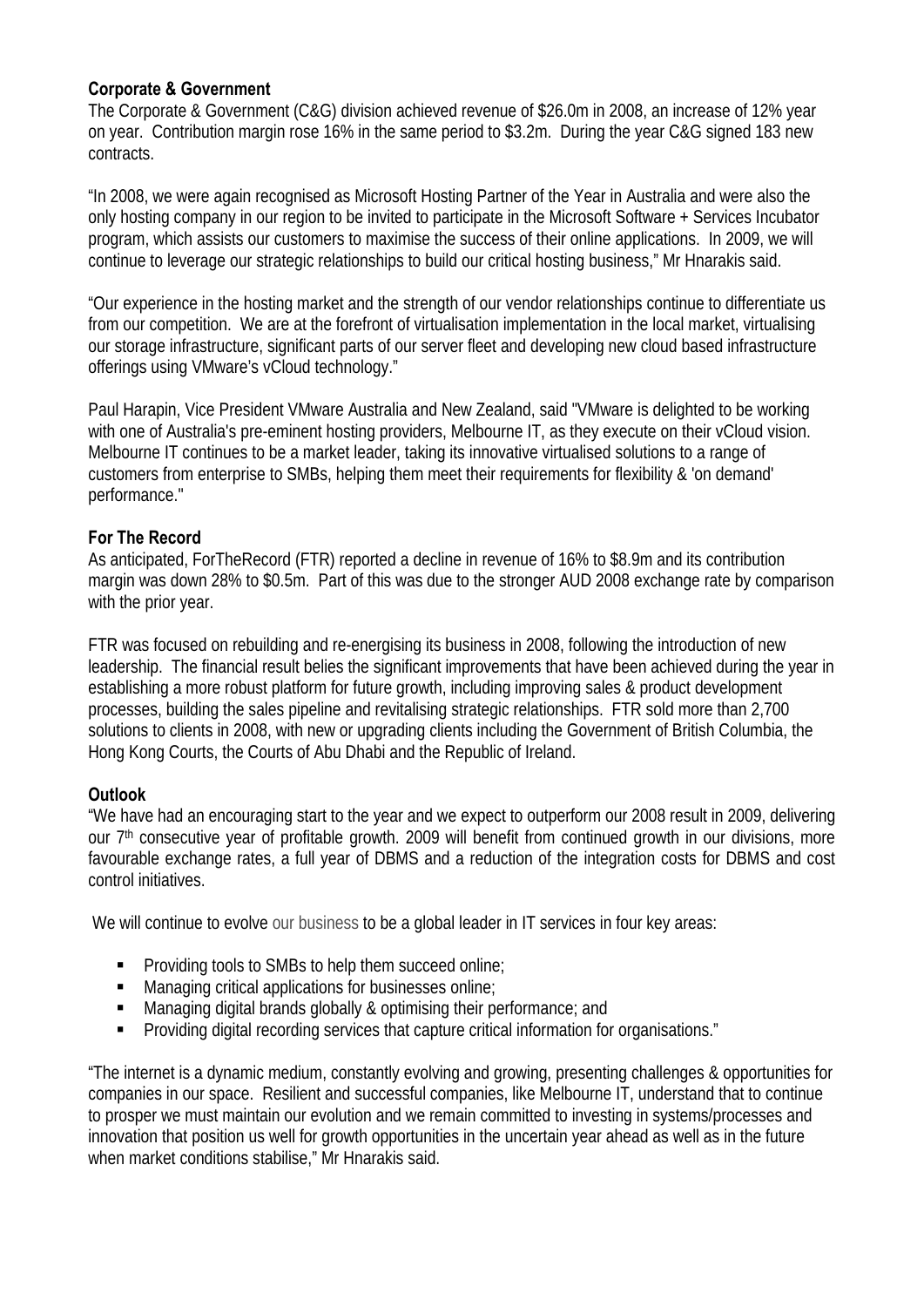**Corporate & Government**

The Corporate & Government (C&G) division achieved revenue of $26.0m in 2008, an increase of 12% year on year. Contribution margin rose 16% in the same period to $3.2m. During the year C&G signed 183 new contracts.

"In 2008, we were again recognised as Microsoft Hosting Partner of the Year in Australia and were also the only hosting company in our region to be invited to participate in the Microsoft Software + Services Incubator program, which assists our customers to maximise the success of their online applications. In 2009, we will continue to leverage our strategic relationships to build our critical hosting business," Mr Hnarakis said.

"Our experience in the hosting market and the strength of our vendor relationships continue to differentiate us from our competition. We are at the forefront of virtualisation implementation in the local market, virtualising our storage infrastructure, significant parts of our server fleet and developing new cloud based infrastructure offerings using VMware's vCloud technology."

Paul Harapin, Vice President VMware Australia and New Zealand, said "VMware is delighted to be working with one of Australia's pre-eminent hosting providers, Melbourne IT, as they execute on their vCloud vision. Melbourne IT continues to be a market leader, taking its innovative virtualised solutions to a range of customers from enterprise to SMBs, helping them meet their requirements for flexibility & 'on demand' performance."

**For The Record**

As anticipated, ForTheRecord (FTR) reported a decline in revenue of 16% to $8.9m and its contribution margin was down 28% to $0.5m. Part of this was due to the stronger AUD 2008 exchange rate by comparison with the prior year.

FTR was focused on rebuilding and re-energising its business in 2008, following the introduction of new leadership. The financial result belies the significant improvements that have been achieved during the year in establishing a more robust platform for future growth, including improving sales & product development processes, building the sales pipeline and revitalising strategic relationships. FTR sold more than 2,700 solutions to clients in 2008, with new or upgrading clients including the Government of British Columbia, the Hong Kong Courts, the Courts of Abu Dhabi and the Republic of Ireland.

**Outlook**

"We have had an encouraging start to the year and we expect to outperform our 2008 result in 2009, delivering our 7th consecutive year of profitable growth. 2009 will benefit from continued growth in our divisions, more favourable exchange rates, a full year of DBMS and a reduction of the integration costs for DBMS and cost control initiatives.

We will continue to evolve our business to be a global leader in IT services in four key areas:

- Providing tools to SMBs to help them succeed online;
- Managing critical applications for businesses online;
- Managing digital brands globally & optimising their performance; and
- Providing digital recording services that capture critical information for organisations."

"The internet is a dynamic medium, constantly evolving and growing, presenting challenges & opportunities for companies in our space. Resilient and successful companies, like Melbourne IT, understand that to continue to prosper we must maintain our evolution and we remain committed to investing in systems/processes and innovation that position us well for growth opportunities in the uncertain year ahead as well as in the future when market conditions stabilise," Mr Hnarakis said.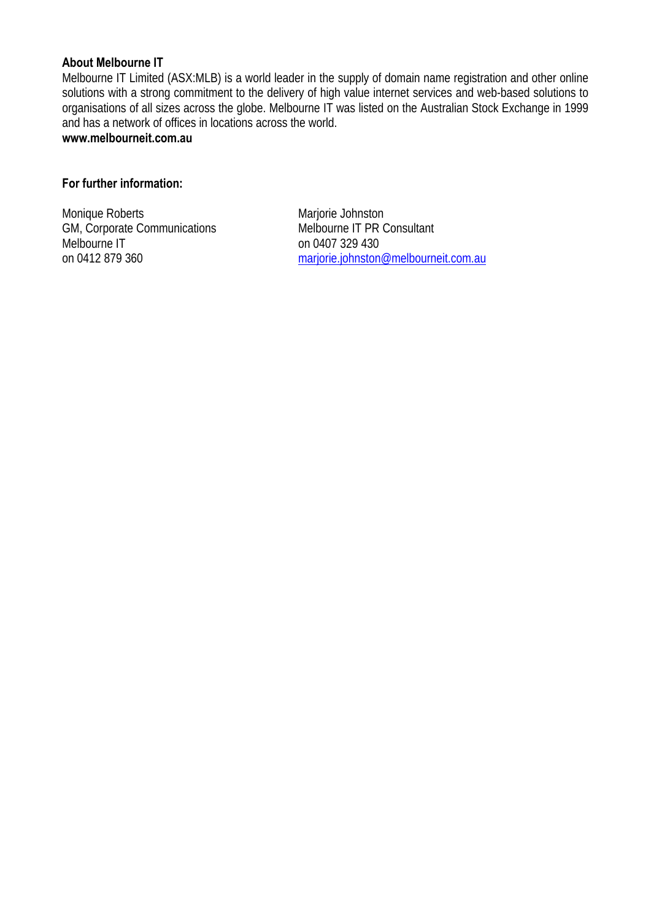**About Melbourne IT**

Melbourne IT Limited (ASX:MLB) is a world leader in the supply of domain name registration and other online solutions with a strong commitment to the delivery of high value internet services and web-based solutions to organisations of all sizes across the globe. Melbourne IT was listed on the Australian Stock Exchange in 1999 and has a network of offices in locations across the world.

**www.melbourneit.com.au**

**For further information:**

Monique Roberts
GM, Corporate Communications
Melbourne IT
on 0412 879 360

Marjorie Johnston
Melbourne IT PR Consultant
on 0407 329 430
marjorie.johnston@melbourneit.com.au